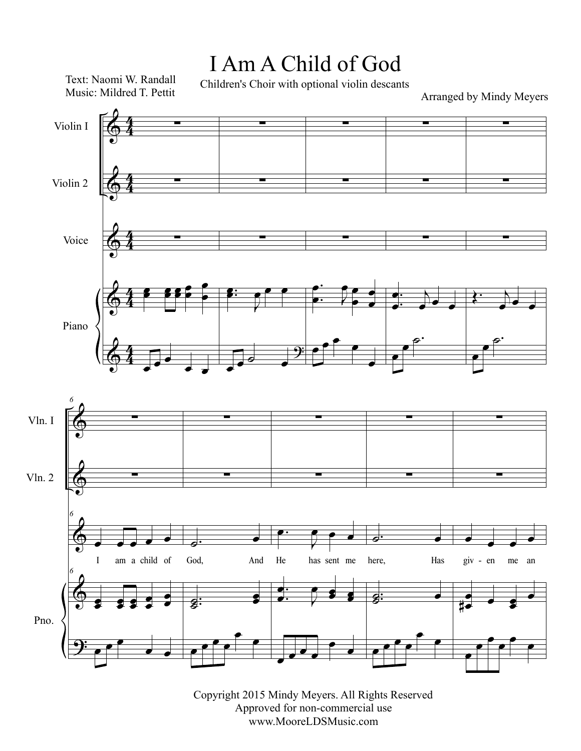# I Am A Child of God

Text: Naomi W. Randall
Music: Mildred T. Pettit

Children's Choir with optional violin descants

Arranged by Mindy Meyers

Violin I

Violin 2

Voice

Piano

I am a child of God, And He has sent me here, Has giv - en me an

Copyright 2015 Mindy Meyers. All Rights Reserved
Approved for non-commercial use
www.MooreLDSMusic.com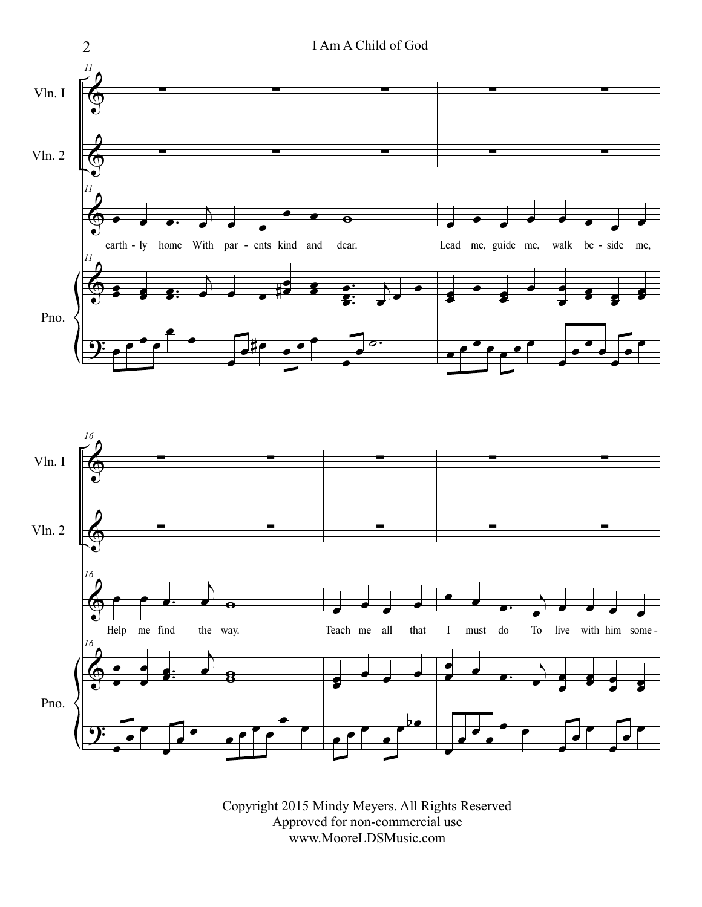earth - ly home With par - ents kind and dear. Lead me, guide me, walk be - side me,

Help me find the way. Teach me all that I must do To live with him some -

Copyright 2015 Mindy Meyers. All Rights Reserved
Approved for non-commercial use
www.MooreLDSMusic.com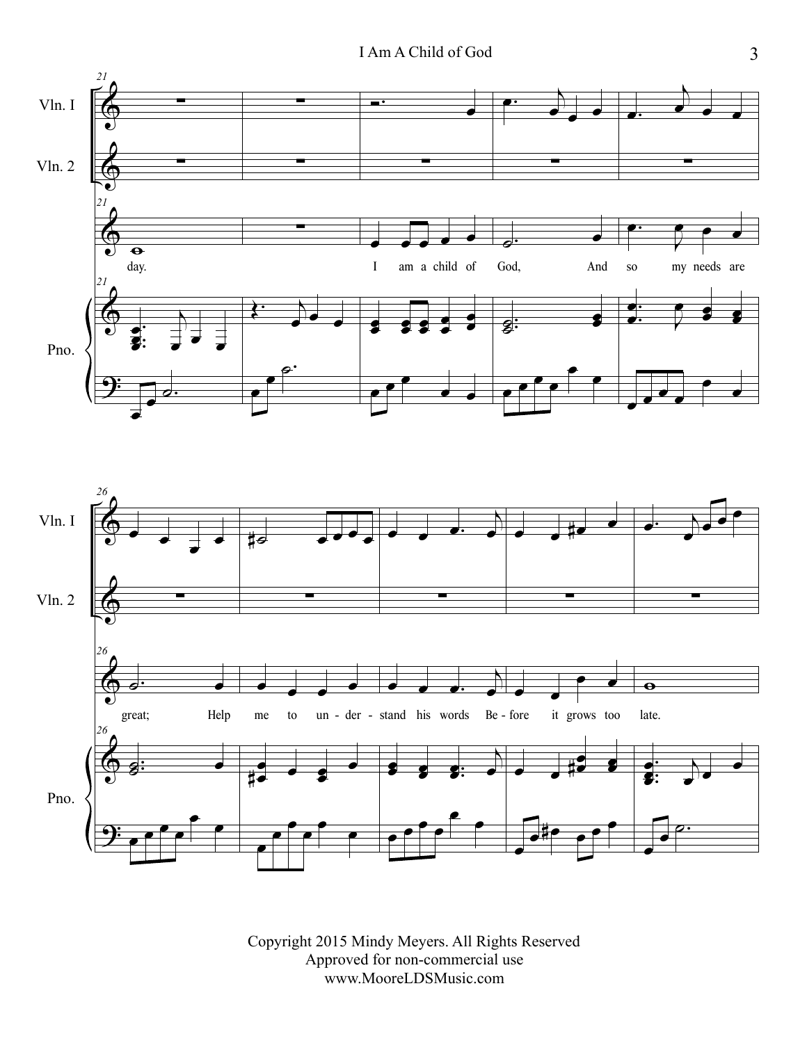Vln. I

Vln. 2

Pno.

day. I am a child of God, And so my needs are

great; Help me to un - der - stand his words Be - fore it grows too late.

Copyright 2015 Mindy Meyers. All Rights Reserved
Approved for non-commercial use
www.MooreLDSMusic.com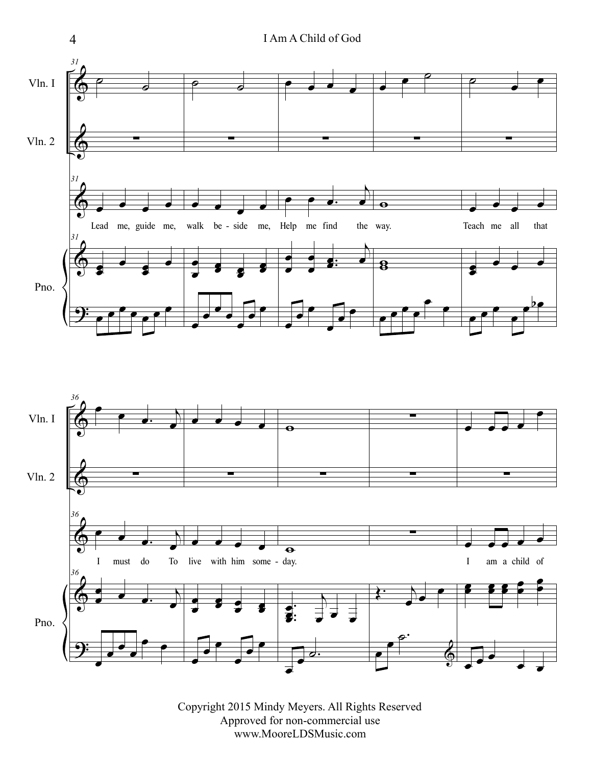Vln. I

Vln. 2

Pno.

Lead me, guide me, walk be - side me, Help me find the way. Teach me all that

I must do To live with him some - day. I am a child of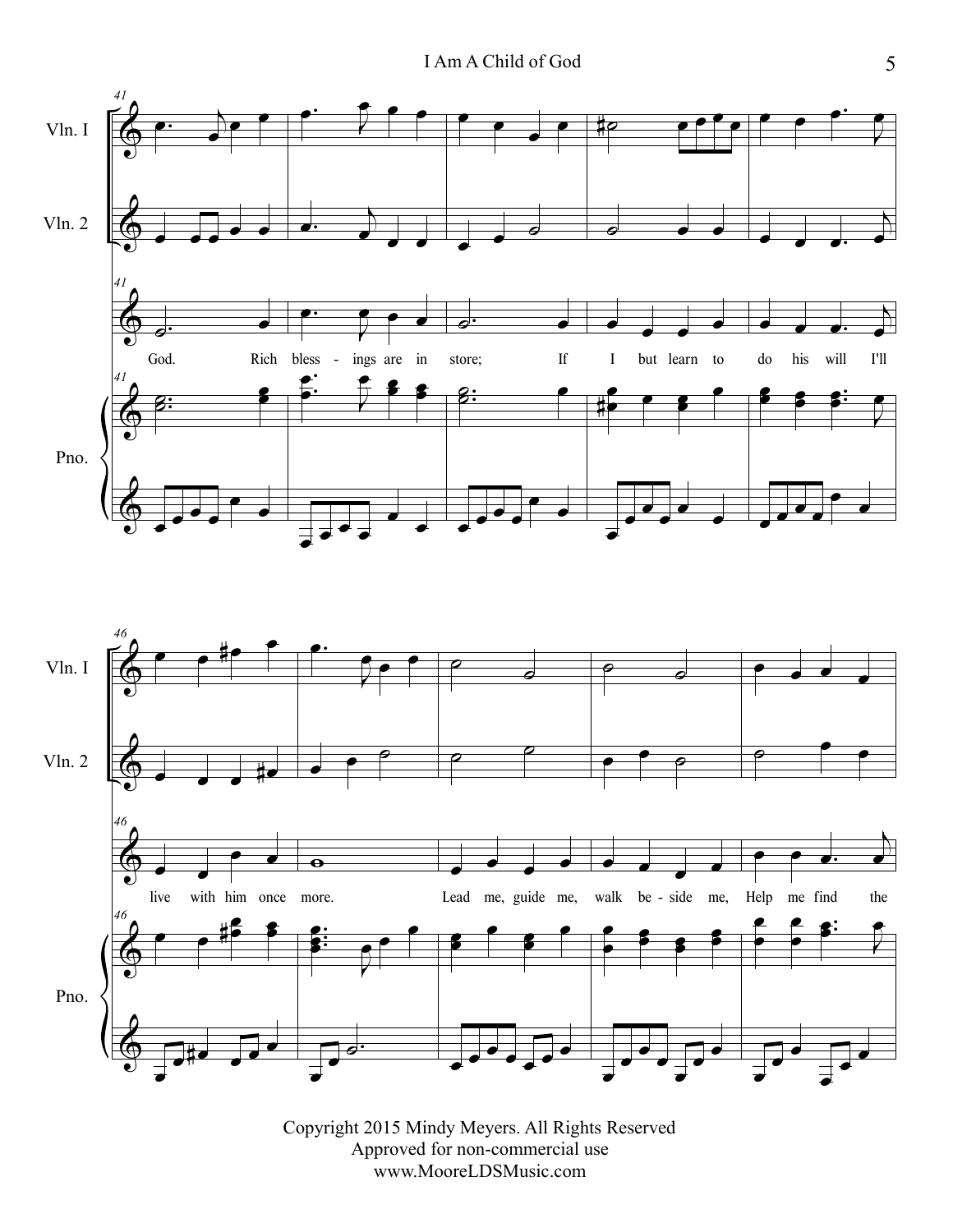Vln. I

Vln. 2

God. Rich bless - ings are in store; If I but learn to do his will I'll

Pno.

Vln. I

Vln. 2

live with him once more. Lead me, guide me, walk be - side me, Help me find the

Pno.

Copyright 2015 Mindy Meyers. All Rights Reserved
Approved for non-commercial use
www.MooreLDSMusic.com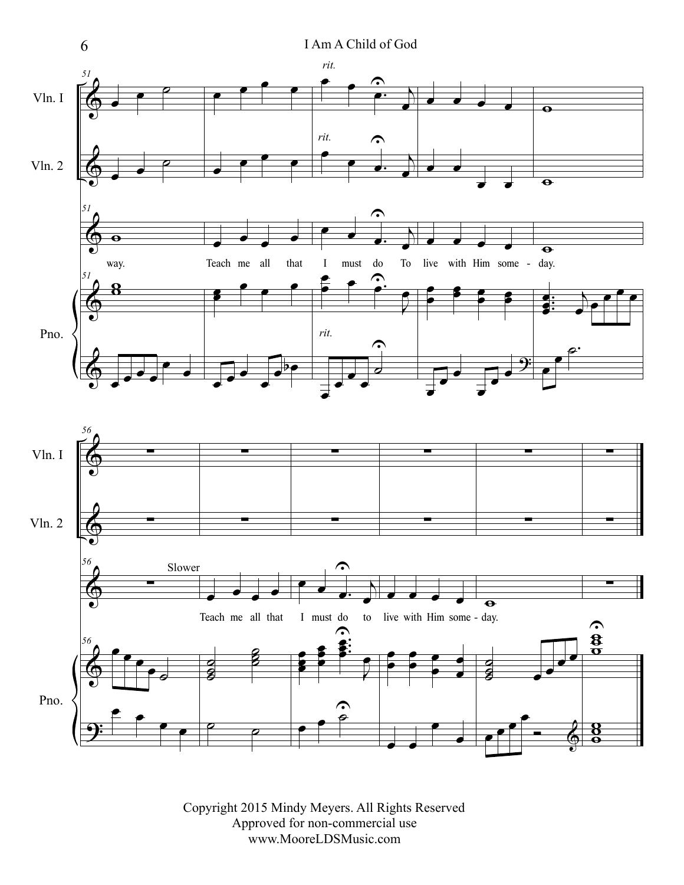Vln. I

Vln. 2

Pno.

*rit.*

way. Teach me all that I must do To live with Him some - day.

Slower

Teach me all that I must do to live with Him some - day.

Copyright 2015 Mindy Meyers. All Rights Reserved
Approved for non-commercial use
www.MooreLDSMusic.com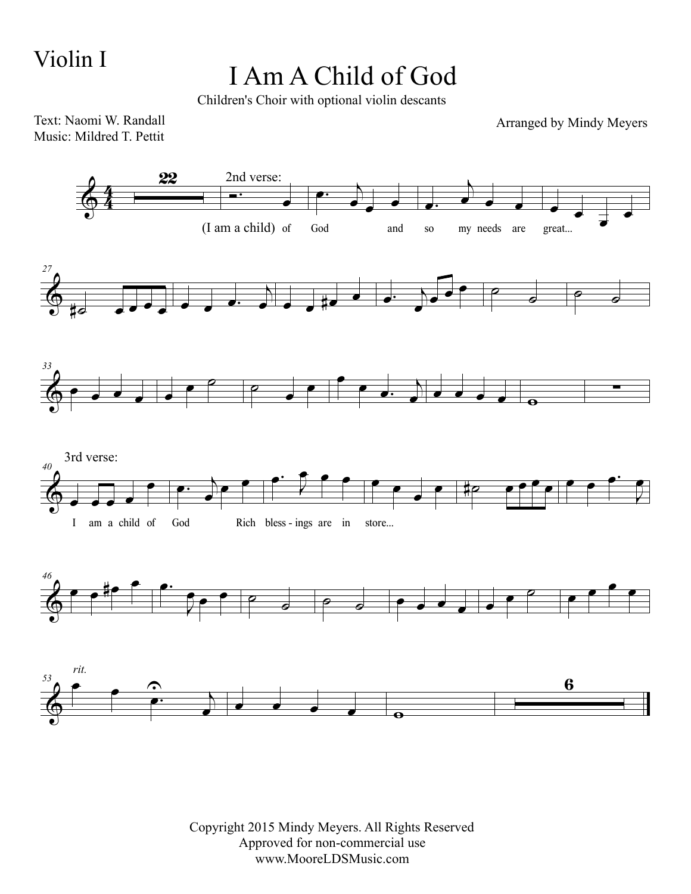Violin I

# I Am A Child of God

Children's Choir with optional violin descants

Text: Naomi W. Randall
Music: Mildred T. Pettit

Arranged by Mindy Meyers

2nd verse:

(I am a child) of God and so my needs are great...

3rd verse:

I am a child of God Rich bless - ings are in store...

*rit.*

Copyright 2015 Mindy Meyers. All Rights Reserved
Approved for non-commercial use
www.MooreLDSMusic.com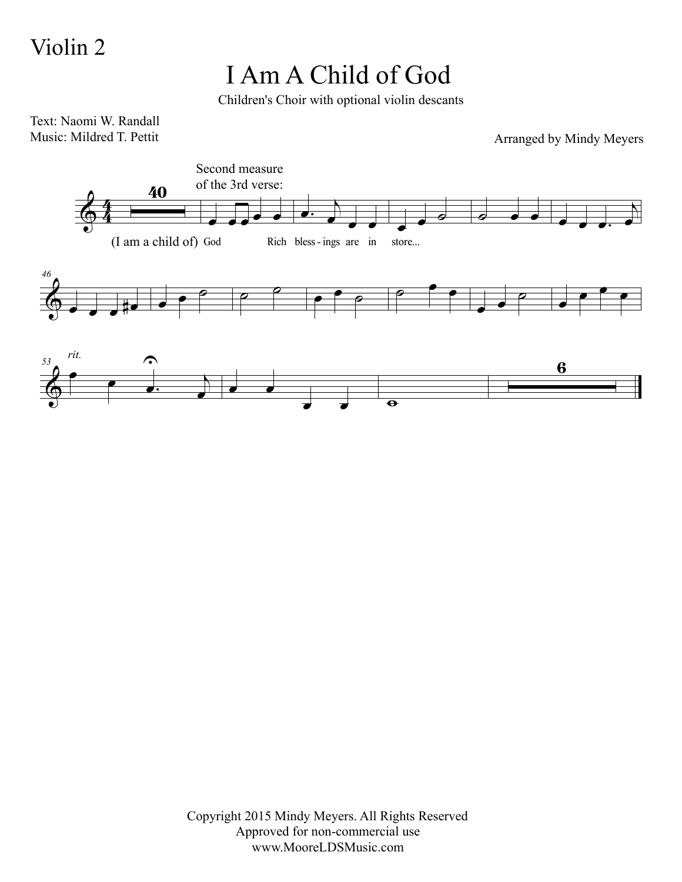Violin 2

# I Am A Child of God

Children's Choir with optional violin descants

Text: Naomi W. Randall
Music: Mildred T. Pettit

Arranged by Mindy Meyers

Second measure of the 3rd verse:

(I am a child of) God Rich bless - ings are in store...

*rit.*

Copyright 2015 Mindy Meyers. All Rights Reserved
Approved for non-commercial use
www.MooreLDSMusic.com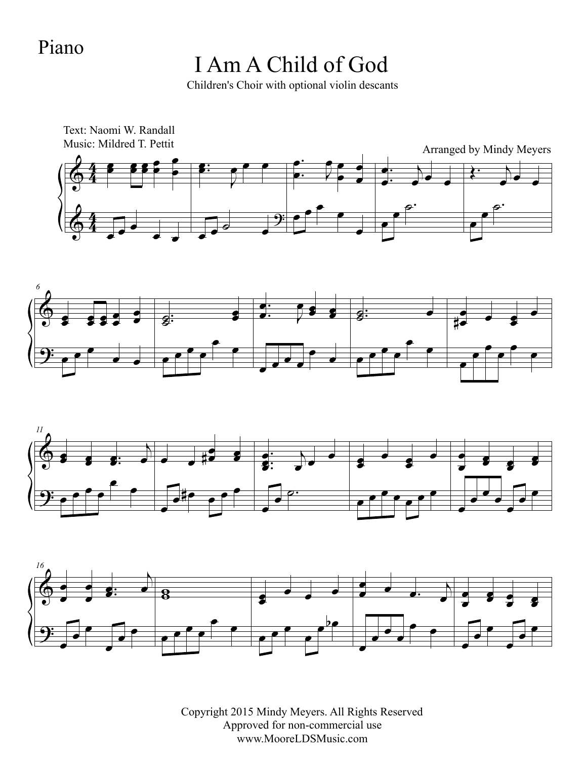Piano

# I Am A Child of God

Children's Choir with optional violin descants

Text: Naomi W. Randall
Music: Mildred T. Pettit

Arranged by Mindy Meyers

Copyright 2015 Mindy Meyers. All Rights Reserved
Approved for non-commercial use
www.MooreLDSMusic.com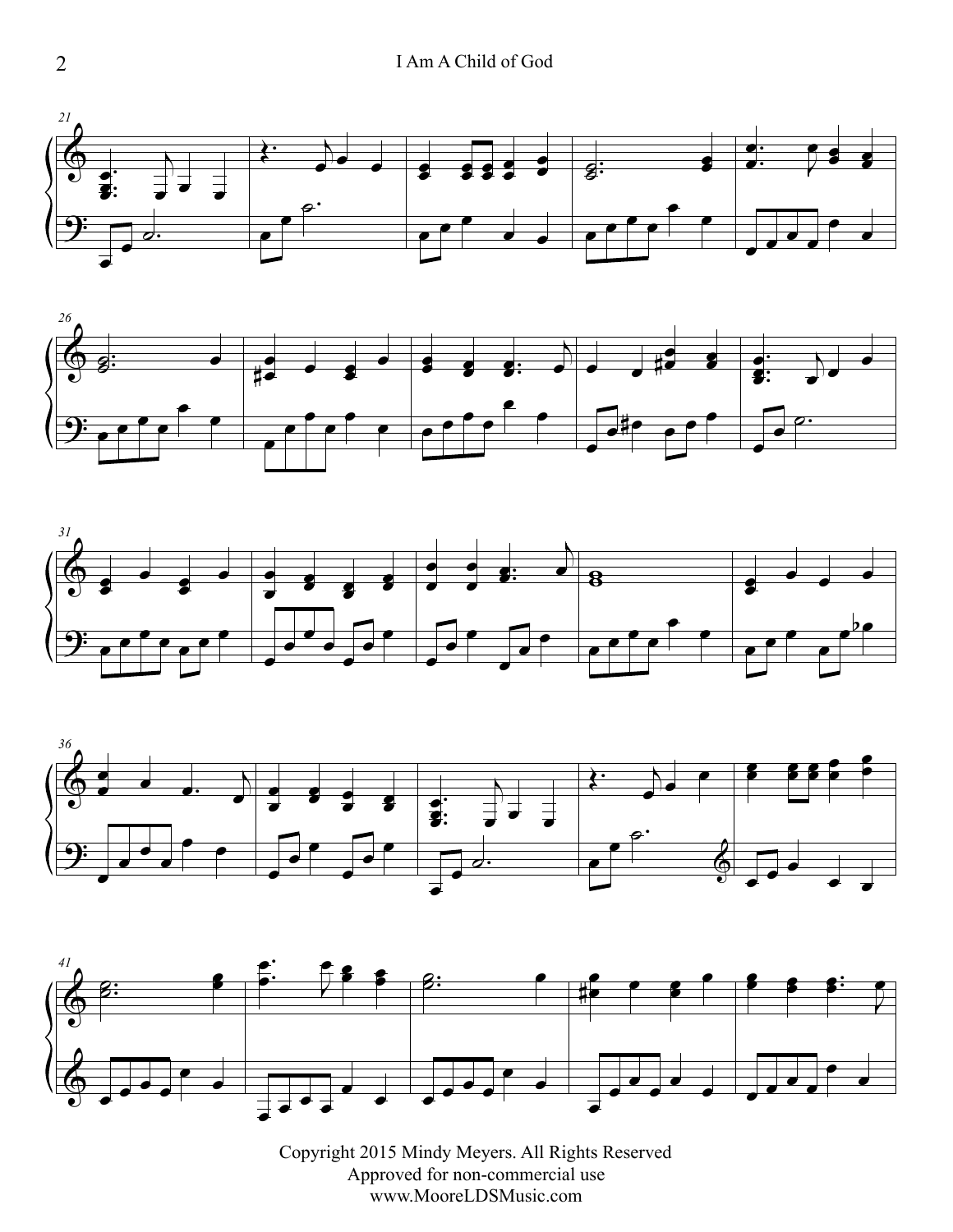Copyright 2015 Mindy Meyers. All Rights Reserved
Approved for non-commercial use
www.MooreLDSMusic.com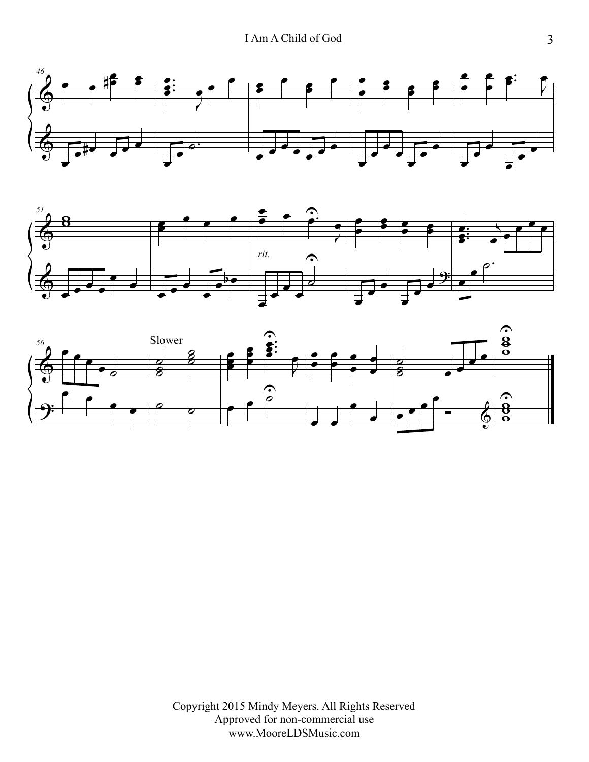Copyright 2015 Mindy Meyers. All Rights Reserved
Approved for non-commercial use
www.MooreLDSMusic.com